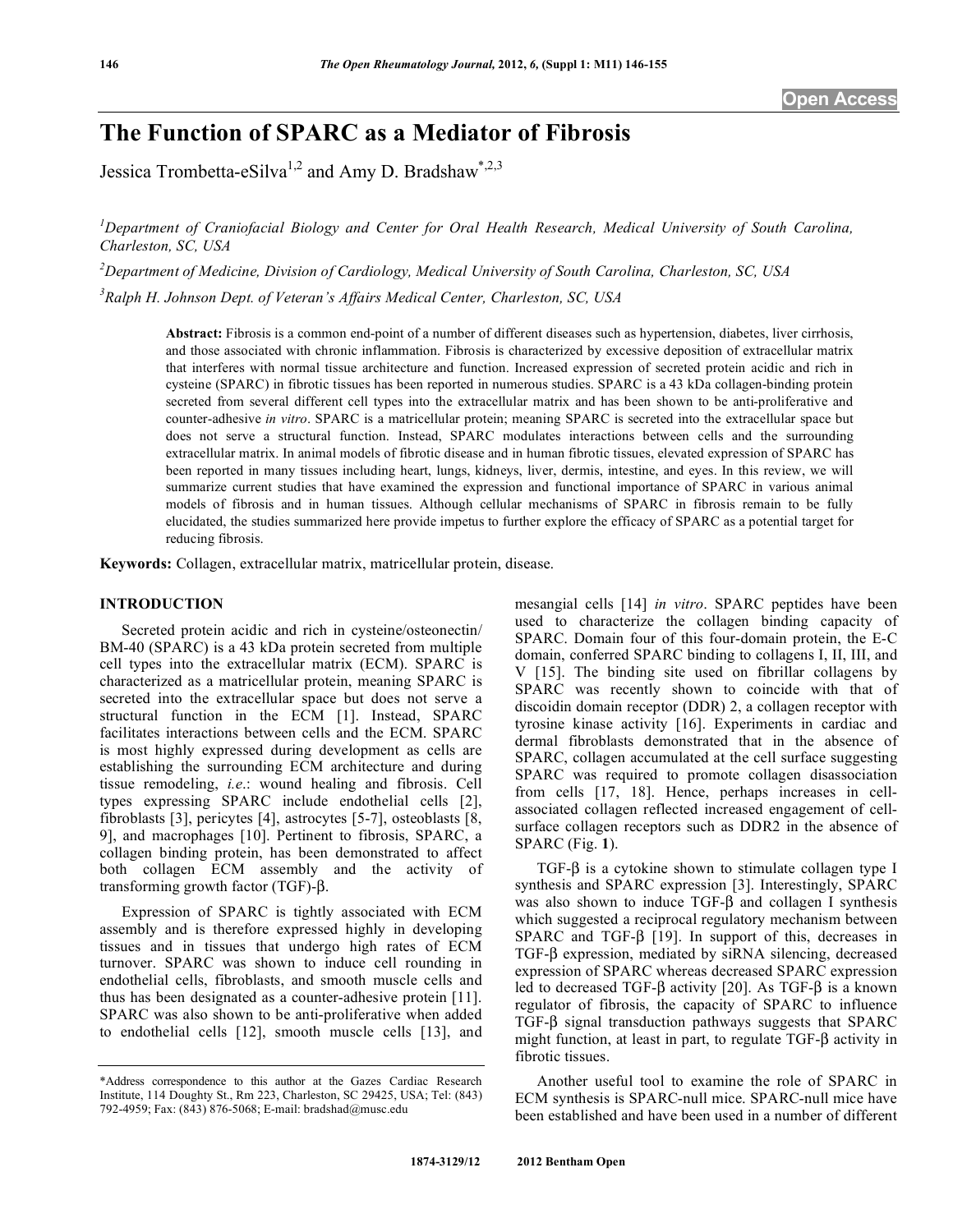# The Function of SPARC as a Mediator of Fibrosis

Jessica Trombetta-eSilva[1,2] and Amy D. Bradshaw[*,2,3]

[1]Department of Craniofacial Biology and Center for Oral Health Research, Medical University of South Carolina, Charleston, SC, USA

[2]Department of Medicine, Division of Cardiology, Medical University of South Carolina, Charleston, SC, USA

[3]Ralph H. Johnson Dept. of Veteran's Affairs Medical Center, Charleston, SC, USA

**Abstract:** Fibrosis is a common end-point of a number of different diseases such as hypertension, diabetes, liver cirrhosis, and those associated with chronic inflammation. Fibrosis is characterized by excessive deposition of extracellular matrix that interferes with normal tissue architecture and function. Increased expression of secreted protein acidic and rich in cysteine (SPARC) in fibrotic tissues has been reported in numerous studies. SPARC is a 43 kDa collagen-binding protein secreted from several different cell types into the extracellular matrix and has been shown to be anti-proliferative and counter-adhesive *in vitro*. SPARC is a matricellular protein; meaning SPARC is secreted into the extracellular space but does not serve a structural function. Instead, SPARC modulates interactions between cells and the surrounding extracellular matrix. In animal models of fibrotic disease and in human fibrotic tissues, elevated expression of SPARC has been reported in many tissues including heart, lungs, kidneys, liver, dermis, intestine, and eyes. In this review, we will summarize current studies that have examined the expression and functional importance of SPARC in various animal models of fibrosis and in human tissues. Although cellular mechanisms of SPARC in fibrosis remain to be fully elucidated, the studies summarized here provide impetus to further explore the efficacy of SPARC as a potential target for reducing fibrosis.

**Keywords:** Collagen, extracellular matrix, matricellular protein, disease.

## INTRODUCTION

Secreted protein acidic and rich in cysteine/osteonectin/BM-40 (SPARC) is a 43 kDa protein secreted from multiple cell types into the extracellular matrix (ECM). SPARC is characterized as a matricellular protein, meaning SPARC is secreted into the extracellular space but does not serve a structural function in the ECM [1]. Instead, SPARC facilitates interactions between cells and the ECM. SPARC is most highly expressed during development as cells are establishing the surrounding ECM architecture and during tissue remodeling, *i.e.*: wound healing and fibrosis. Cell types expressing SPARC include endothelial cells [2], fibroblasts [3], pericytes [4], astrocytes [5-7], osteoblasts [8, 9], and macrophages [10]. Pertinent to fibrosis, SPARC, a collagen binding protein, has been demonstrated to affect both collagen ECM assembly and the activity of transforming growth factor (TGF)-β.

Expression of SPARC is tightly associated with ECM assembly and is therefore expressed highly in developing tissues and in tissues that undergo high rates of ECM turnover. SPARC was shown to induce cell rounding in endothelial cells, fibroblasts, and smooth muscle cells and thus has been designated as a counter-adhesive protein [11]. SPARC was also shown to be anti-proliferative when added to endothelial cells [12], smooth muscle cells [13], and mesangial cells [14] *in vitro*. SPARC peptides have been used to characterize the collagen binding capacity of SPARC. Domain four of this four-domain protein, the E-C domain, conferred SPARC binding to collagens I, II, III, and V [15]. The binding site used on fibrillar collagens by SPARC was recently shown to coincide with that of discoidin domain receptor (DDR) 2, a collagen receptor with tyrosine kinase activity [16]. Experiments in cardiac and dermal fibroblasts demonstrated that in the absence of SPARC, collagen accumulated at the cell surface suggesting SPARC was required to promote collagen disassociation from cells [17, 18]. Hence, perhaps increases in cell-associated collagen reflected increased engagement of cell-surface collagen receptors such as DDR2 in the absence of SPARC (Fig. **1**).

TGF-β is a cytokine shown to stimulate collagen type I synthesis and SPARC expression [3]. Interestingly, SPARC was also shown to induce TGF-β and collagen I synthesis which suggested a reciprocal regulatory mechanism between SPARC and TGF-β [19]. In support of this, decreases in TGF-β expression, mediated by siRNA silencing, decreased expression of SPARC whereas decreased SPARC expression led to decreased TGF-β activity [20]. As TGF-β is a known regulator of fibrosis, the capacity of SPARC to influence TGF-β signal transduction pathways suggests that SPARC might function, at least in part, to regulate TGF-β activity in fibrotic tissues.

Another useful tool to examine the role of SPARC in ECM synthesis is SPARC-null mice. SPARC-null mice have been established and have been used in a number of different

*Address correspondence to this author at the Gazes Cardiac Research Institute, 114 Doughty St., Rm 223, Charleston, SC 29425, USA; Tel: (843) 792-4959; Fax: (843) 876-5068; E-mail: bradshad@musc.edu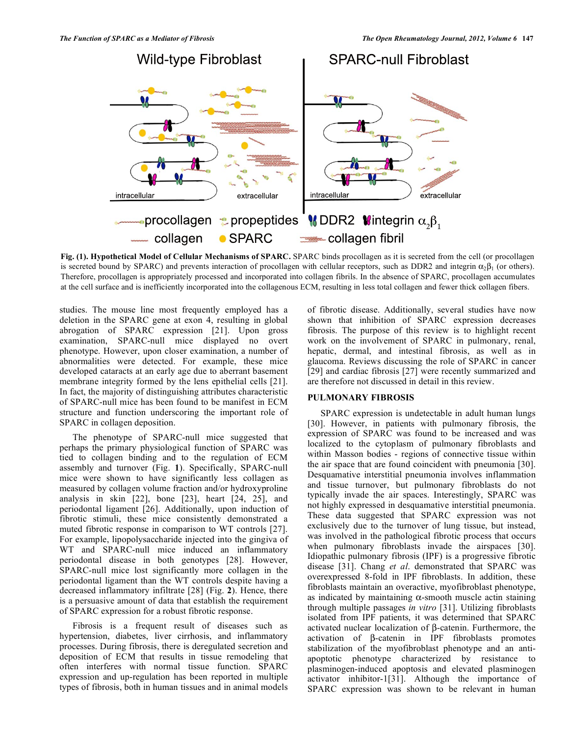**Fig. (1). Hypothetical Model of Cellular Mechanisms of SPARC.** SPARC binds procollagen as it is secreted from the cell (or procollagen is secreted bound by SPARC) and prevents interaction of procollagen with cellular receptors, such as DDR2 and integrin $\alpha_2\beta_1$ (or others). Therefore, procollagen is appropriately processed and incorporated into collagen fibrils. In the absence of SPARC, procollagen accumulates at the cell surface and is inefficiently incorporated into the collagenous ECM, resulting in less total collagen and fewer thick collagen fibers.

studies. The mouse line most frequently employed has a deletion in the SPARC gene at exon 4, resulting in global abrogation of SPARC expression [21]. Upon gross examination, SPARC-null mice displayed no overt phenotype. However, upon closer examination, a number of abnormalities were detected. For example, these mice developed cataracts at an early age due to aberrant basement membrane integrity formed by the lens epithelial cells [21]. In fact, the majority of distinguishing attributes characteristic of SPARC-null mice has been found to be manifest in ECM structure and function underscoring the important role of SPARC in collagen deposition.

The phenotype of SPARC-null mice suggested that perhaps the primary physiological function of SPARC was tied to collagen binding and to the regulation of ECM assembly and turnover (Fig. **1**). Specifically, SPARC-null mice were shown to have significantly less collagen as measured by collagen volume fraction and/or hydroxyproline analysis in skin [22], bone [23], heart [24, 25], and periodontal ligament [26]. Additionally, upon induction of fibrotic stimuli, these mice consistently demonstrated a muted fibrotic response in comparison to WT controls [27]. For example, lipopolysaccharide injected into the gingiva of WT and SPARC-null mice induced an inflammatory periodontal disease in both genotypes [28]. However, SPARC-null mice lost significantly more collagen in the periodontal ligament than the WT controls despite having a decreased inflammatory infiltrate [28] (Fig. **2**). Hence, there is a persuasive amount of data that establish the requirement of SPARC expression for a robust fibrotic response.

Fibrosis is a frequent result of diseases such as hypertension, diabetes, liver cirrhosis, and inflammatory processes. During fibrosis, there is deregulated secretion and deposition of ECM that results in tissue remodeling that often interferes with normal tissue function. SPARC expression and up-regulation has been reported in multiple types of fibrosis, both in human tissues and in animal models of fibrotic disease. Additionally, several studies have now shown that inhibition of SPARC expression decreases fibrosis. The purpose of this review is to highlight recent work on the involvement of SPARC in pulmonary, renal, hepatic, dermal, and intestinal fibrosis, as well as in glaucoma. Reviews discussing the role of SPARC in cancer [29] and cardiac fibrosis [27] were recently summarized and are therefore not discussed in detail in this review.

## PULMONARY FIBROSIS

SPARC expression is undetectable in adult human lungs [30]. However, in patients with pulmonary fibrosis, the expression of SPARC was found to be increased and was localized to the cytoplasm of pulmonary fibroblasts and within Masson bodies - regions of connective tissue within the air space that are found coincident with pneumonia [30]. Desquamative interstitial pneumonia involves inflammation and tissue turnover, but pulmonary fibroblasts do not typically invade the air spaces. Interestingly, SPARC was not highly expressed in desquamative interstitial pneumonia. These data suggested that SPARC expression was not exclusively due to the turnover of lung tissue, but instead, was involved in the pathological fibrotic process that occurs when pulmonary fibroblasts invade the airspaces [30]. Idiopathic pulmonary fibrosis (IPF) is a progressive fibrotic disease [31]. Chang *et al.* demonstrated that SPARC was overexpressed 8-fold in IPF fibroblasts. In addition, these fibroblasts maintain an overactive, myofibroblast phenotype, as indicated by maintaining $\alpha$-smooth muscle actin staining through multiple passages *in vitro* [31]. Utilizing fibroblasts isolated from IPF patients, it was determined that SPARC activated nuclear localization of $\beta$-catenin. Furthermore, the activation of $\beta$-catenin in IPF fibroblasts promotes stabilization of the myofibroblast phenotype and an anti-apoptotic phenotype characterized by resistance to plasminogen-induced apoptosis and elevated plasminogen activator inhibitor-1[31]. Although the importance of SPARC expression was shown to be relevant in human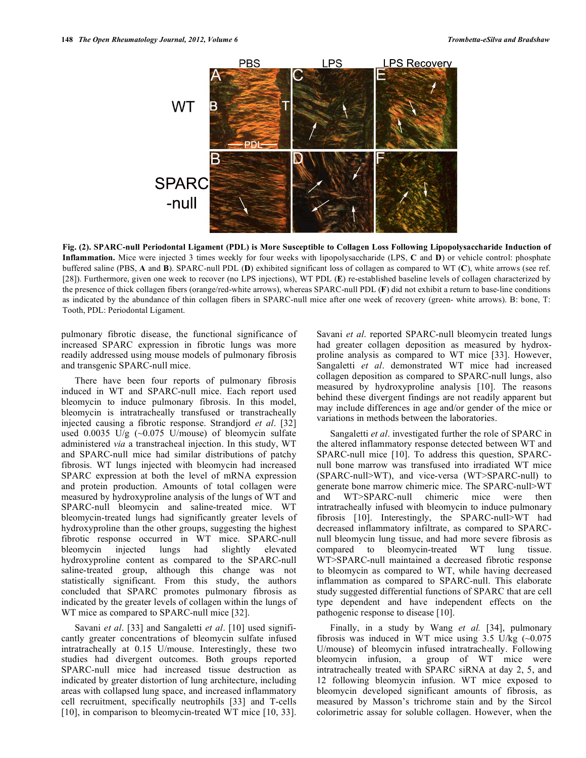**Fig. (2). SPARC-null Periodontal Ligament (PDL) is More Susceptible to Collagen Loss Following Lipopolysaccharide Induction of Inflammation.** Mice were injected 3 times weekly for four weeks with lipopolysaccharide (LPS, **C** and **D**) or vehicle control: phosphate buffered saline (PBS, **A** and **B**). SPARC-null PDL (**D**) exhibited significant loss of collagen as compared to WT (**C**), white arrows (see ref. [28]). Furthermore, given one week to recover (no LPS injections), WT PDL (**E**) re-established baseline levels of collagen characterized by the presence of thick collagen fibers (orange/red-white arrows), whereas SPARC-null PDL (**F**) did not exhibit a return to base-line conditions as indicated by the abundance of thin collagen fibers in SPARC-null mice after one week of recovery (green- white arrows). B: bone, T: Tooth, PDL: Periodontal Ligament.

pulmonary fibrotic disease, the functional significance of increased SPARC expression in fibrotic lungs was more readily addressed using mouse models of pulmonary fibrosis and transgenic SPARC-null mice.

There have been four reports of pulmonary fibrosis induced in WT and SPARC-null mice. Each report used bleomycin to induce pulmonary fibrosis. In this model, bleomycin is intratracheally transfused or transtracheally injected causing a fibrotic response. Strandjord *et al*. [32] used 0.0035 U/g (~0.075 U/mouse) of bleomycin sulfate administered *via* a transtracheal injection. In this study, WT and SPARC-null mice had similar distributions of patchy fibrosis. WT lungs injected with bleomycin had increased SPARC expression at both the level of mRNA expression and protein production. Amounts of total collagen were measured by hydroxyproline analysis of the lungs of WT and SPARC-null bleomycin and saline-treated mice. WT bleomycin-treated lungs had significantly greater levels of hydroxyproline than the other groups, suggesting the highest fibrotic response occurred in WT mice. SPARC-null bleomycin injected lungs had slightly elevated hydroxyproline content as compared to the SPARC-null saline-treated group, although this change was not statistically significant. From this study, the authors concluded that SPARC promotes pulmonary fibrosis as indicated by the greater levels of collagen within the lungs of WT mice as compared to SPARC-null mice [32].

Savani *et al*. [33] and Sangaletti *et al*. [10] used significantly greater concentrations of bleomycin sulfate infused intratracheally at 0.15 U/mouse. Interestingly, these two studies had divergent outcomes. Both groups reported SPARC-null mice had increased tissue destruction as indicated by greater distortion of lung architecture, including areas with collapsed lung space, and increased inflammatory cell recruitment, specifically neutrophils [33] and T-cells [10], in comparison to bleomycin-treated WT mice [10, 33]. Savani *et al*. reported SPARC-null bleomycin treated lungs had greater collagen deposition as measured by hydroxproline analysis as compared to WT mice [33]. However, Sangaletti *et al*. demonstrated WT mice had increased collagen deposition as compared to SPARC-null lungs, also measured by hydroxyproline analysis [10]. The reasons behind these divergent findings are not readily apparent but may include differences in age and/or gender of the mice or variations in methods between the laboratories.

Sangaletti *et al*. investigated further the role of SPARC in the altered inflammatory response detected between WT and SPARC-null mice [10]. To address this question, SPARC-null bone marrow was transfused into irradiated WT mice (SPARC-null>WT), and vice-versa (WT>SPARC-null) to generate bone marrow chimeric mice. The SPARC-null>WT and WT>SPARC-null chimeric mice were then intratracheally infused with bleomycin to induce pulmonary fibrosis [10]. Interestingly, the SPARC-null>WT had decreased inflammatory infiltrate, as compared to SPARC-null bleomycin lung tissue, and had more severe fibrosis as compared to bleomycin-treated WT lung tissue. WT>SPARC-null maintained a decreased fibrotic response to bleomycin as compared to WT, while having decreased inflammation as compared to SPARC-null. This elaborate study suggested differential functions of SPARC that are cell type dependent and have independent effects on the pathogenic response to disease [10].

Finally, in a study by Wang *et al.* [34], pulmonary fibrosis was induced in WT mice using 3.5 U/kg (~0.075 U/mouse) of bleomycin infused intratracheally. Following bleomycin infusion, a group of WT mice were intratracheally treated with SPARC siRNA at day 2, 5, and 12 following bleomycin infusion. WT mice exposed to bleomycin developed significant amounts of fibrosis, as measured by Masson's trichrome stain and by the Sircol colorimetric assay for soluble collagen. However, when the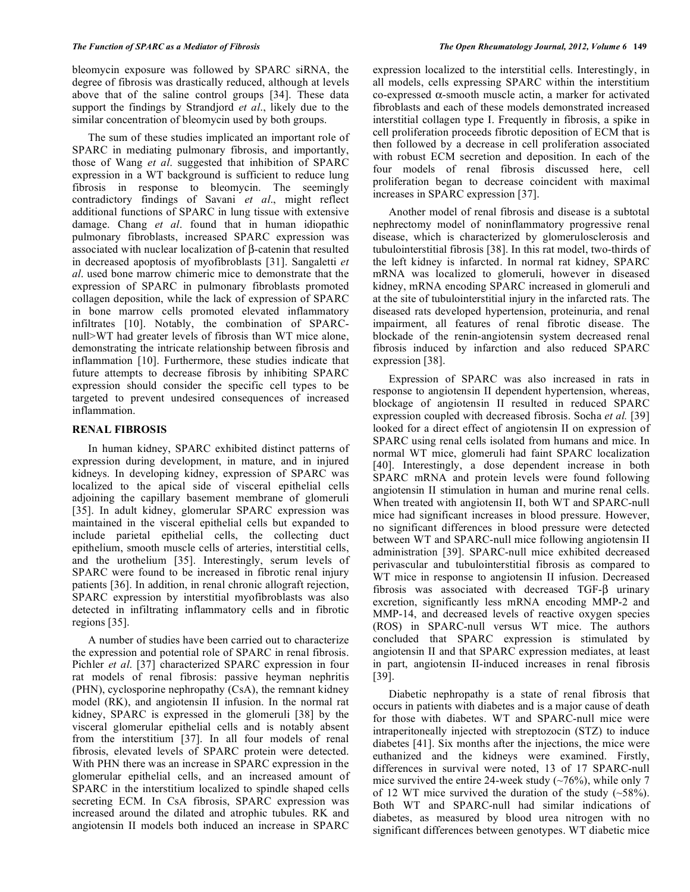bleomycin exposure was followed by SPARC siRNA, the degree of fibrosis was drastically reduced, although at levels above that of the saline control groups [34]. These data support the findings by Strandjord *et al*., likely due to the similar concentration of bleomycin used by both groups.

The sum of these studies implicated an important role of SPARC in mediating pulmonary fibrosis, and importantly, those of Wang *et al*. suggested that inhibition of SPARC expression in a WT background is sufficient to reduce lung fibrosis in response to bleomycin. The seemingly contradictory findings of Savani *et al*., might reflect additional functions of SPARC in lung tissue with extensive damage. Chang *et al*. found that in human idiopathic pulmonary fibroblasts, increased SPARC expression was associated with nuclear localization of β-catenin that resulted in decreased apoptosis of myofibroblasts [31]. Sangaletti *et al*. used bone marrow chimeric mice to demonstrate that the expression of SPARC in pulmonary fibroblasts promoted collagen deposition, while the lack of expression of SPARC in bone marrow cells promoted elevated inflammatory infiltrates [10]. Notably, the combination of SPARC-null>WT had greater levels of fibrosis than WT mice alone, demonstrating the intricate relationship between fibrosis and inflammation [10]. Furthermore, these studies indicate that future attempts to decrease fibrosis by inhibiting SPARC expression should consider the specific cell types to be targeted to prevent undesired consequences of increased inflammation.

## RENAL FIBROSIS

In human kidney, SPARC exhibited distinct patterns of expression during development, in mature, and in injured kidneys. In developing kidney, expression of SPARC was localized to the apical side of visceral epithelial cells adjoining the capillary basement membrane of glomeruli [35]. In adult kidney, glomerular SPARC expression was maintained in the visceral epithelial cells but expanded to include parietal epithelial cells, the collecting duct epithelium, smooth muscle cells of arteries, interstitial cells, and the urothelium [35]. Interestingly, serum levels of SPARC were found to be increased in fibrotic renal injury patients [36]. In addition, in renal chronic allograft rejection, SPARC expression by interstitial myofibroblasts was also detected in infiltrating inflammatory cells and in fibrotic regions [35].

A number of studies have been carried out to characterize the expression and potential role of SPARC in renal fibrosis. Pichler *et al*. [37] characterized SPARC expression in four rat models of renal fibrosis: passive heyman nephritis (PHN), cyclosporine nephropathy (CsA), the remnant kidney model (RK), and angiotensin II infusion. In the normal rat kidney, SPARC is expressed in the glomeruli [38] by the visceral glomerular epithelial cells and is notably absent from the interstitium [37]. In all four models of renal fibrosis, elevated levels of SPARC protein were detected. With PHN there was an increase in SPARC expression in the glomerular epithelial cells, and an increased amount of SPARC in the interstitium localized to spindle shaped cells secreting ECM. In CsA fibrosis, SPARC expression was increased around the dilated and atrophic tubules. RK and angiotensin II models both induced an increase in SPARC expression localized to the interstitial cells. Interestingly, in all models, cells expressing SPARC within the interstitium co-expressed α-smooth muscle actin, a marker for activated fibroblasts and each of these models demonstrated increased interstitial collagen type I. Frequently in fibrosis, a spike in cell proliferation proceeds fibrotic deposition of ECM that is then followed by a decrease in cell proliferation associated with robust ECM secretion and deposition. In each of the four models of renal fibrosis discussed here, cell proliferation began to decrease coincident with maximal increases in SPARC expression [37].

Another model of renal fibrosis and disease is a subtotal nephrectomy model of noninflammatory progressive renal disease, which is characterized by glomerulosclerosis and tubulointerstitial fibrosis [38]. In this rat model, two-thirds of the left kidney is infarcted. In normal rat kidney, SPARC mRNA was localized to glomeruli, however in diseased kidney, mRNA encoding SPARC increased in glomeruli and at the site of tubulointerstitial injury in the infarcted rats. The diseased rats developed hypertension, proteinuria, and renal impairment, all features of renal fibrotic disease. The blockade of the renin-angiotensin system decreased renal fibrosis induced by infarction and also reduced SPARC expression [38].

Expression of SPARC was also increased in rats in response to angiotensin II dependent hypertension, whereas, blockage of angiotensin II resulted in reduced SPARC expression coupled with decreased fibrosis. Socha *et al.* [39] looked for a direct effect of angiotensin II on expression of SPARC using renal cells isolated from humans and mice. In normal WT mice, glomeruli had faint SPARC localization [40]. Interestingly, a dose dependent increase in both SPARC mRNA and protein levels were found following angiotensin II stimulation in human and murine renal cells. When treated with angiotensin II, both WT and SPARC-null mice had significant increases in blood pressure. However, no significant differences in blood pressure were detected between WT and SPARC-null mice following angiotensin II administration [39]. SPARC-null mice exhibited decreased perivascular and tubulointerstitial fibrosis as compared to WT mice in response to angiotensin II infusion. Decreased fibrosis was associated with decreased TGF-β urinary excretion, significantly less mRNA encoding MMP-2 and MMP-14, and decreased levels of reactive oxygen species (ROS) in SPARC-null versus WT mice. The authors concluded that SPARC expression is stimulated by angiotensin II and that SPARC expression mediates, at least in part, angiotensin II-induced increases in renal fibrosis [39].

Diabetic nephropathy is a state of renal fibrosis that occurs in patients with diabetes and is a major cause of death for those with diabetes. WT and SPARC-null mice were intraperitoneally injected with streptozocin (STZ) to induce diabetes [41]. Six months after the injections, the mice were euthanized and the kidneys were examined. Firstly, differences in survival were noted, 13 of 17 SPARC-null mice survived the entire 24-week study (~76%), while only 7 of 12 WT mice survived the duration of the study (~58%). Both WT and SPARC-null had similar indications of diabetes, as measured by blood urea nitrogen with no significant differences between genotypes. WT diabetic mice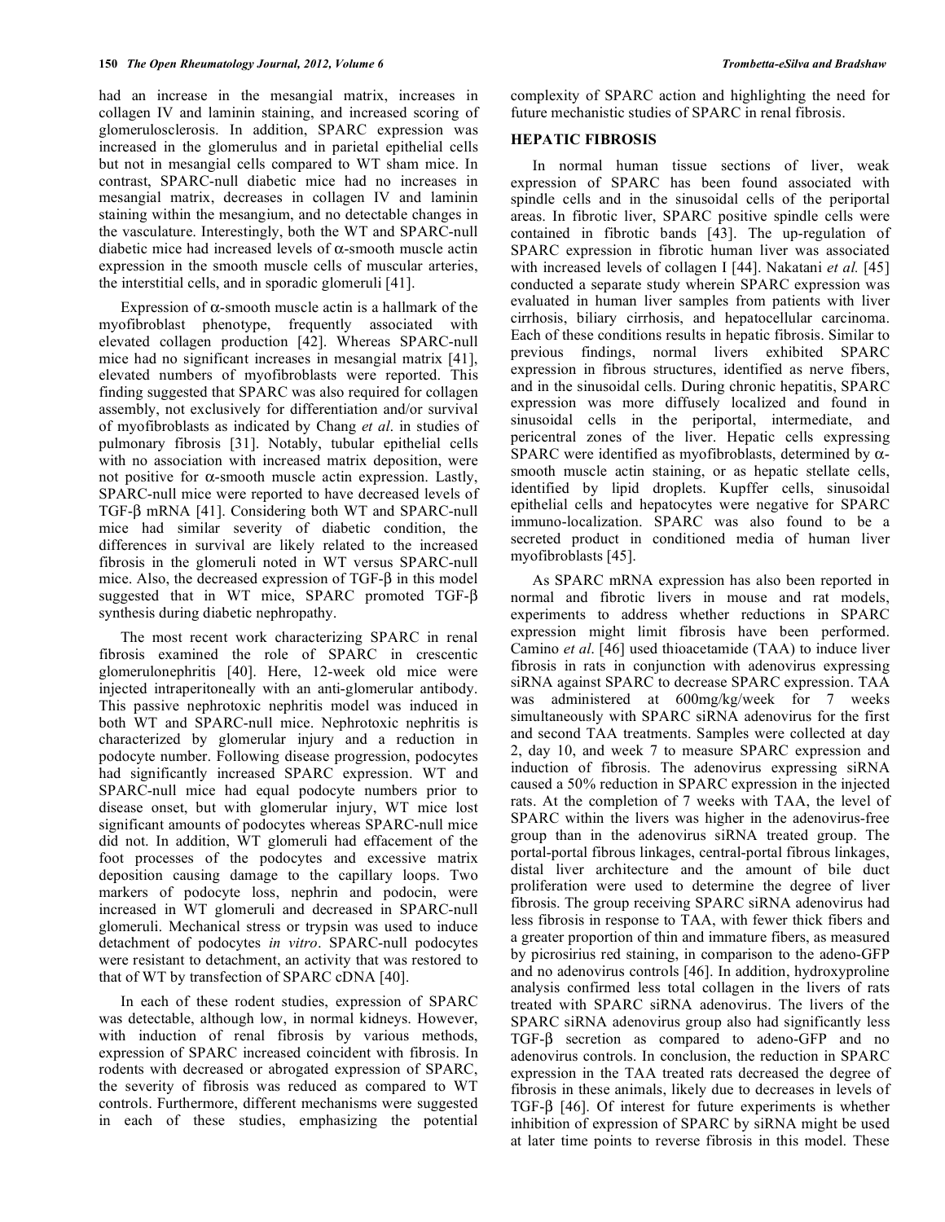had an increase in the mesangial matrix, increases in collagen IV and laminin staining, and increased scoring of glomerulosclerosis. In addition, SPARC expression was increased in the glomerulus and in parietal epithelial cells but not in mesangial cells compared to WT sham mice. In contrast, SPARC-null diabetic mice had no increases in mesangial matrix, decreases in collagen IV and laminin staining within the mesangium, and no detectable changes in the vasculature. Interestingly, both the WT and SPARC-null diabetic mice had increased levels of α-smooth muscle actin expression in the smooth muscle cells of muscular arteries, the interstitial cells, and in sporadic glomeruli [41].

Expression of α-smooth muscle actin is a hallmark of the myofibroblast phenotype, frequently associated with elevated collagen production [42]. Whereas SPARC-null mice had no significant increases in mesangial matrix [41], elevated numbers of myofibroblasts were reported. This finding suggested that SPARC was also required for collagen assembly, not exclusively for differentiation and/or survival of myofibroblasts as indicated by Chang *et al*. in studies of pulmonary fibrosis [31]. Notably, tubular epithelial cells with no association with increased matrix deposition, were not positive for α-smooth muscle actin expression. Lastly, SPARC-null mice were reported to have decreased levels of TGF-β mRNA [41]. Considering both WT and SPARC-null mice had similar severity of diabetic condition, the differences in survival are likely related to the increased fibrosis in the glomeruli noted in WT versus SPARC-null mice. Also, the decreased expression of TGF-β in this model suggested that in WT mice, SPARC promoted TGF-β synthesis during diabetic nephropathy.

The most recent work characterizing SPARC in renal fibrosis examined the role of SPARC in crescentic glomerulonephritis [40]. Here, 12-week old mice were injected intraperitoneally with an anti-glomerular antibody. This passive nephrotoxic nephritis model was induced in both WT and SPARC-null mice. Nephrotoxic nephritis is characterized by glomerular injury and a reduction in podocyte number. Following disease progression, podocytes had significantly increased SPARC expression. WT and SPARC-null mice had equal podocyte numbers prior to disease onset, but with glomerular injury, WT mice lost significant amounts of podocytes whereas SPARC-null mice did not. In addition, WT glomeruli had effacement of the foot processes of the podocytes and excessive matrix deposition causing damage to the capillary loops. Two markers of podocyte loss, nephrin and podocin, were increased in WT glomeruli and decreased in SPARC-null glomeruli. Mechanical stress or trypsin was used to induce detachment of podocytes *in vitro*. SPARC-null podocytes were resistant to detachment, an activity that was restored to that of WT by transfection of SPARC cDNA [40].

In each of these rodent studies, expression of SPARC was detectable, although low, in normal kidneys. However, with induction of renal fibrosis by various methods, expression of SPARC increased coincident with fibrosis. In rodents with decreased or abrogated expression of SPARC, the severity of fibrosis was reduced as compared to WT controls. Furthermore, different mechanisms were suggested in each of these studies, emphasizing the potential complexity of SPARC action and highlighting the need for future mechanistic studies of SPARC in renal fibrosis.

## HEPATIC FIBROSIS

In normal human tissue sections of liver, weak expression of SPARC has been found associated with spindle cells and in the sinusoidal cells of the periportal areas. In fibrotic liver, SPARC positive spindle cells were contained in fibrotic bands [43]. The up-regulation of SPARC expression in fibrotic human liver was associated with increased levels of collagen I [44]. Nakatani *et al.* [45] conducted a separate study wherein SPARC expression was evaluated in human liver samples from patients with liver cirrhosis, biliary cirrhosis, and hepatocellular carcinoma. Each of these conditions results in hepatic fibrosis. Similar to previous findings, normal livers exhibited SPARC expression in fibrous structures, identified as nerve fibers, and in the sinusoidal cells. During chronic hepatitis, SPARC expression was more diffusely localized and found in sinusoidal cells in the periportal, intermediate, and pericentral zones of the liver. Hepatic cells expressing SPARC were identified as myofibroblasts, determined by α-smooth muscle actin staining, or as hepatic stellate cells, identified by lipid droplets. Kupffer cells, sinusoidal epithelial cells and hepatocytes were negative for SPARC immuno-localization. SPARC was also found to be a secreted product in conditioned media of human liver myofibroblasts [45].

As SPARC mRNA expression has also been reported in normal and fibrotic livers in mouse and rat models, experiments to address whether reductions in SPARC expression might limit fibrosis have been performed. Camino *et al*. [46] used thioacetamide (TAA) to induce liver fibrosis in rats in conjunction with adenovirus expressing siRNA against SPARC to decrease SPARC expression. TAA was administered at 600mg/kg/week for 7 weeks simultaneously with SPARC siRNA adenovirus for the first and second TAA treatments. Samples were collected at day 2, day 10, and week 7 to measure SPARC expression and induction of fibrosis. The adenovirus expressing siRNA caused a 50% reduction in SPARC expression in the injected rats. At the completion of 7 weeks with TAA, the level of SPARC within the livers was higher in the adenovirus-free group than in the adenovirus siRNA treated group. The portal-portal fibrous linkages, central-portal fibrous linkages, distal liver architecture and the amount of bile duct proliferation were used to determine the degree of liver fibrosis. The group receiving SPARC siRNA adenovirus had less fibrosis in response to TAA, with fewer thick fibers and a greater proportion of thin and immature fibers, as measured by picrosirius red staining, in comparison to the adeno-GFP and no adenovirus controls [46]. In addition, hydroxyproline analysis confirmed less total collagen in the livers of rats treated with SPARC siRNA adenovirus. The livers of the SPARC siRNA adenovirus group also had significantly less TGF-β secretion as compared to adeno-GFP and no adenovirus controls. In conclusion, the reduction in SPARC expression in the TAA treated rats decreased the degree of fibrosis in these animals, likely due to decreases in levels of TGF-β [46]. Of interest for future experiments is whether inhibition of expression of SPARC by siRNA might be used at later time points to reverse fibrosis in this model. These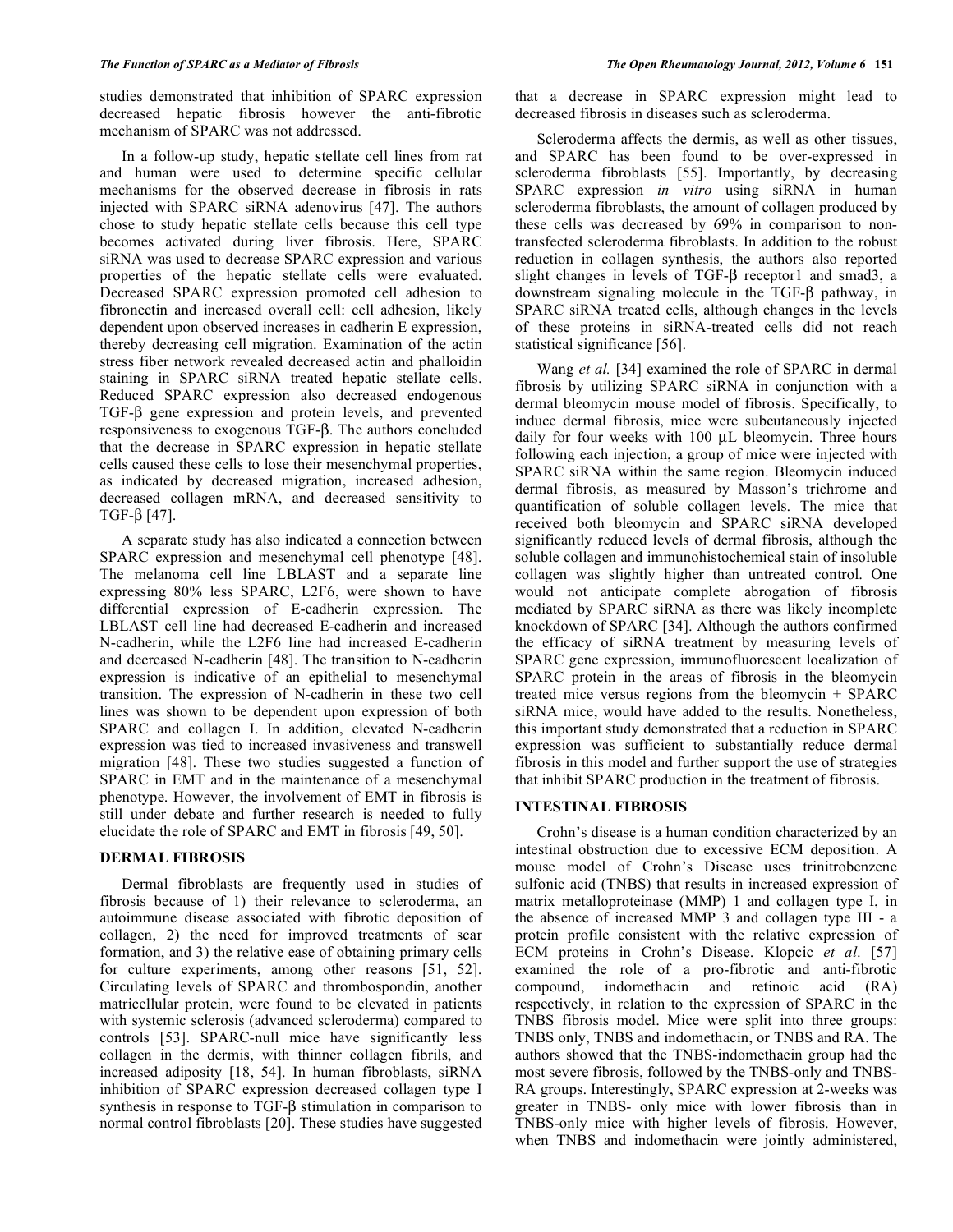studies demonstrated that inhibition of SPARC expression decreased hepatic fibrosis however the anti-fibrotic mechanism of SPARC was not addressed.

In a follow-up study, hepatic stellate cell lines from rat and human were used to determine specific cellular mechanisms for the observed decrease in fibrosis in rats injected with SPARC siRNA adenovirus [47]. The authors chose to study hepatic stellate cells because this cell type becomes activated during liver fibrosis. Here, SPARC siRNA was used to decrease SPARC expression and various properties of the hepatic stellate cells were evaluated. Decreased SPARC expression promoted cell adhesion to fibronectin and increased overall cell: cell adhesion, likely dependent upon observed increases in cadherin E expression, thereby decreasing cell migration. Examination of the actin stress fiber network revealed decreased actin and phalloidin staining in SPARC siRNA treated hepatic stellate cells. Reduced SPARC expression also decreased endogenous TGF-β gene expression and protein levels, and prevented responsiveness to exogenous TGF-β. The authors concluded that the decrease in SPARC expression in hepatic stellate cells caused these cells to lose their mesenchymal properties, as indicated by decreased migration, increased adhesion, decreased collagen mRNA, and decreased sensitivity to TGF-β [47].

A separate study has also indicated a connection between SPARC expression and mesenchymal cell phenotype [48]. The melanoma cell line LBLAST and a separate line expressing 80% less SPARC, L2F6, were shown to have differential expression of E-cadherin expression. The LBLAST cell line had decreased E-cadherin and increased N-cadherin, while the L2F6 line had increased E-cadherin and decreased N-cadherin [48]. The transition to N-cadherin expression is indicative of an epithelial to mesenchymal transition. The expression of N-cadherin in these two cell lines was shown to be dependent upon expression of both SPARC and collagen I. In addition, elevated N-cadherin expression was tied to increased invasiveness and transwell migration [48]. These two studies suggested a function of SPARC in EMT and in the maintenance of a mesenchymal phenotype. However, the involvement of EMT in fibrosis is still under debate and further research is needed to fully elucidate the role of SPARC and EMT in fibrosis [49, 50].

## DERMAL FIBROSIS

Dermal fibroblasts are frequently used in studies of fibrosis because of 1) their relevance to scleroderma, an autoimmune disease associated with fibrotic deposition of collagen, 2) the need for improved treatments of scar formation, and 3) the relative ease of obtaining primary cells for culture experiments, among other reasons [51, 52]. Circulating levels of SPARC and thrombospondin, another matricellular protein, were found to be elevated in patients with systemic sclerosis (advanced scleroderma) compared to controls [53]. SPARC-null mice have significantly less collagen in the dermis, with thinner collagen fibrils, and increased adiposity [18, 54]. In human fibroblasts, siRNA inhibition of SPARC expression decreased collagen type I synthesis in response to TGF-β stimulation in comparison to normal control fibroblasts [20]. These studies have suggested that a decrease in SPARC expression might lead to decreased fibrosis in diseases such as scleroderma.

Scleroderma affects the dermis, as well as other tissues, and SPARC has been found to be over-expressed in scleroderma fibroblasts [55]. Importantly, by decreasing SPARC expression *in vitro* using siRNA in human scleroderma fibroblasts, the amount of collagen produced by these cells was decreased by 69% in comparison to non-transfected scleroderma fibroblasts. In addition to the robust reduction in collagen synthesis, the authors also reported slight changes in levels of TGF-β receptor1 and smad3, a downstream signaling molecule in the TGF-β pathway, in SPARC siRNA treated cells, although changes in the levels of these proteins in siRNA-treated cells did not reach statistical significance [56].

Wang *et al.* [34] examined the role of SPARC in dermal fibrosis by utilizing SPARC siRNA in conjunction with a dermal bleomycin mouse model of fibrosis. Specifically, to induce dermal fibrosis, mice were subcutaneously injected daily for four weeks with 100 μL bleomycin. Three hours following each injection, a group of mice were injected with SPARC siRNA within the same region. Bleomycin induced dermal fibrosis, as measured by Masson's trichrome and quantification of soluble collagen levels. The mice that received both bleomycin and SPARC siRNA developed significantly reduced levels of dermal fibrosis, although the soluble collagen and immunohistochemical stain of insoluble collagen was slightly higher than untreated control. One would not anticipate complete abrogation of fibrosis mediated by SPARC siRNA as there was likely incomplete knockdown of SPARC [34]. Although the authors confirmed the efficacy of siRNA treatment by measuring levels of SPARC gene expression, immunofluorescent localization of SPARC protein in the areas of fibrosis in the bleomycin treated mice versus regions from the bleomycin + SPARC siRNA mice, would have added to the results. Nonetheless, this important study demonstrated that a reduction in SPARC expression was sufficient to substantially reduce dermal fibrosis in this model and further support the use of strategies that inhibit SPARC production in the treatment of fibrosis.

## INTESTINAL FIBROSIS

Crohn's disease is a human condition characterized by an intestinal obstruction due to excessive ECM deposition. A mouse model of Crohn's Disease uses trinitrobenzene sulfonic acid (TNBS) that results in increased expression of matrix metalloproteinase (MMP) 1 and collagen type I, in the absence of increased MMP 3 and collagen type III - a protein profile consistent with the relative expression of ECM proteins in Crohn's Disease. Klopcic *et al*. [57] examined the role of a pro-fibrotic and anti-fibrotic compound, indomethacin and retinoic acid (RA) respectively, in relation to the expression of SPARC in the TNBS fibrosis model. Mice were split into three groups: TNBS only, TNBS and indomethacin, or TNBS and RA. The authors showed that the TNBS-indomethacin group had the most severe fibrosis, followed by the TNBS-only and TNBS-RA groups. Interestingly, SPARC expression at 2-weeks was greater in TNBS- only mice with lower fibrosis than in TNBS-only mice with higher levels of fibrosis. However, when TNBS and indomethacin were jointly administered,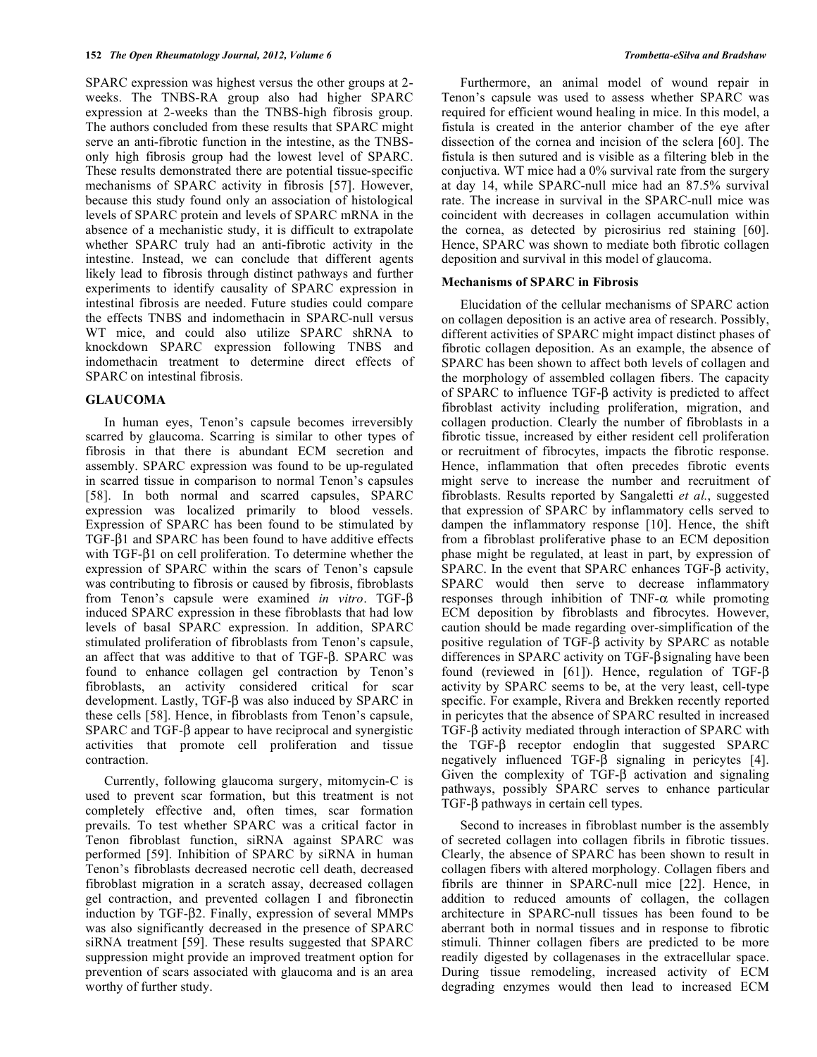SPARC expression was highest versus the other groups at 2-weeks. The TNBS-RA group also had higher SPARC expression at 2-weeks than the TNBS-high fibrosis group. The authors concluded from these results that SPARC might serve an anti-fibrotic function in the intestine, as the TNBS-only high fibrosis group had the lowest level of SPARC. These results demonstrated there are potential tissue-specific mechanisms of SPARC activity in fibrosis [57]. However, because this study found only an association of histological levels of SPARC protein and levels of SPARC mRNA in the absence of a mechanistic study, it is difficult to extrapolate whether SPARC truly had an anti-fibrotic activity in the intestine. Instead, we can conclude that different agents likely lead to fibrosis through distinct pathways and further experiments to identify causality of SPARC expression in intestinal fibrosis are needed. Future studies could compare the effects TNBS and indomethacin in SPARC-null versus WT mice, and could also utilize SPARC shRNA to knockdown SPARC expression following TNBS and indomethacin treatment to determine direct effects of SPARC on intestinal fibrosis.

## GLAUCOMA

In human eyes, Tenon's capsule becomes irreversibly scarred by glaucoma. Scarring is similar to other types of fibrosis in that there is abundant ECM secretion and assembly. SPARC expression was found to be up-regulated in scarred tissue in comparison to normal Tenon's capsules [58]. In both normal and scarred capsules, SPARC expression was localized primarily to blood vessels. Expression of SPARC has been found to be stimulated by TGF-β1 and SPARC has been found to have additive effects with TGF-β1 on cell proliferation. To determine whether the expression of SPARC within the scars of Tenon's capsule was contributing to fibrosis or caused by fibrosis, fibroblasts from Tenon's capsule were examined *in vitro*. TGF-β induced SPARC expression in these fibroblasts that had low levels of basal SPARC expression. In addition, SPARC stimulated proliferation of fibroblasts from Tenon's capsule, an affect that was additive to that of TGF-β. SPARC was found to enhance collagen gel contraction by Tenon's fibroblasts, an activity considered critical for scar development. Lastly, TGF-β was also induced by SPARC in these cells [58]. Hence, in fibroblasts from Tenon's capsule, SPARC and TGF-β appear to have reciprocal and synergistic activities that promote cell proliferation and tissue contraction.

Currently, following glaucoma surgery, mitomycin-C is used to prevent scar formation, but this treatment is not completely effective and, often times, scar formation prevails. To test whether SPARC was a critical factor in Tenon fibroblast function, siRNA against SPARC was performed [59]. Inhibition of SPARC by siRNA in human Tenon's fibroblasts decreased necrotic cell death, decreased fibroblast migration in a scratch assay, decreased collagen gel contraction, and prevented collagen I and fibronectin induction by TGF-β2. Finally, expression of several MMPs was also significantly decreased in the presence of SPARC siRNA treatment [59]. These results suggested that SPARC suppression might provide an improved treatment option for prevention of scars associated with glaucoma and is an area worthy of further study.

Furthermore, an animal model of wound repair in Tenon's capsule was used to assess whether SPARC was required for efficient wound healing in mice. In this model, a fistula is created in the anterior chamber of the eye after dissection of the cornea and incision of the sclera [60]. The fistula is then sutured and is visible as a filtering bleb in the conjuctiva. WT mice had a 0% survival rate from the surgery at day 14, while SPARC-null mice had an 87.5% survival rate. The increase in survival in the SPARC-null mice was coincident with decreases in collagen accumulation within the cornea, as detected by picrosirius red staining [60]. Hence, SPARC was shown to mediate both fibrotic collagen deposition and survival in this model of glaucoma.

### Mechanisms of SPARC in Fibrosis

Elucidation of the cellular mechanisms of SPARC action on collagen deposition is an active area of research. Possibly, different activities of SPARC might impact distinct phases of fibrotic collagen deposition. As an example, the absence of SPARC has been shown to affect both levels of collagen and the morphology of assembled collagen fibers. The capacity of SPARC to influence TGF-β activity is predicted to affect fibroblast activity including proliferation, migration, and collagen production. Clearly the number of fibroblasts in a fibrotic tissue, increased by either resident cell proliferation or recruitment of fibrocytes, impacts the fibrotic response. Hence, inflammation that often precedes fibrotic events might serve to increase the number and recruitment of fibroblasts. Results reported by Sangaletti *et al.*, suggested that expression of SPARC by inflammatory cells served to dampen the inflammatory response [10]. Hence, the shift from a fibroblast proliferative phase to an ECM deposition phase might be regulated, at least in part, by expression of SPARC. In the event that SPARC enhances TGF-β activity, SPARC would then serve to decrease inflammatory responses through inhibition of TNF-α while promoting ECM deposition by fibroblasts and fibrocytes. However, caution should be made regarding over-simplification of the positive regulation of TGF-β activity by SPARC as notable differences in SPARC activity on TGF-β signaling have been found (reviewed in [61]). Hence, regulation of TGF-β activity by SPARC seems to be, at the very least, cell-type specific. For example, Rivera and Brekken recently reported in pericytes that the absence of SPARC resulted in increased TGF-β activity mediated through interaction of SPARC with the TGF-β receptor endoglin that suggested SPARC negatively influenced TGF-β signaling in pericytes [4]. Given the complexity of TGF-β activation and signaling pathways, possibly SPARC serves to enhance particular TGF-β pathways in certain cell types.

Second to increases in fibroblast number is the assembly of secreted collagen into collagen fibrils in fibrotic tissues. Clearly, the absence of SPARC has been shown to result in collagen fibers with altered morphology. Collagen fibers and fibrils are thinner in SPARC-null mice [22]. Hence, in addition to reduced amounts of collagen, the collagen architecture in SPARC-null tissues has been found to be aberrant both in normal tissues and in response to fibrotic stimuli. Thinner collagen fibers are predicted to be more readily digested by collagenases in the extracellular space. During tissue remodeling, increased activity of ECM degrading enzymes would then lead to increased ECM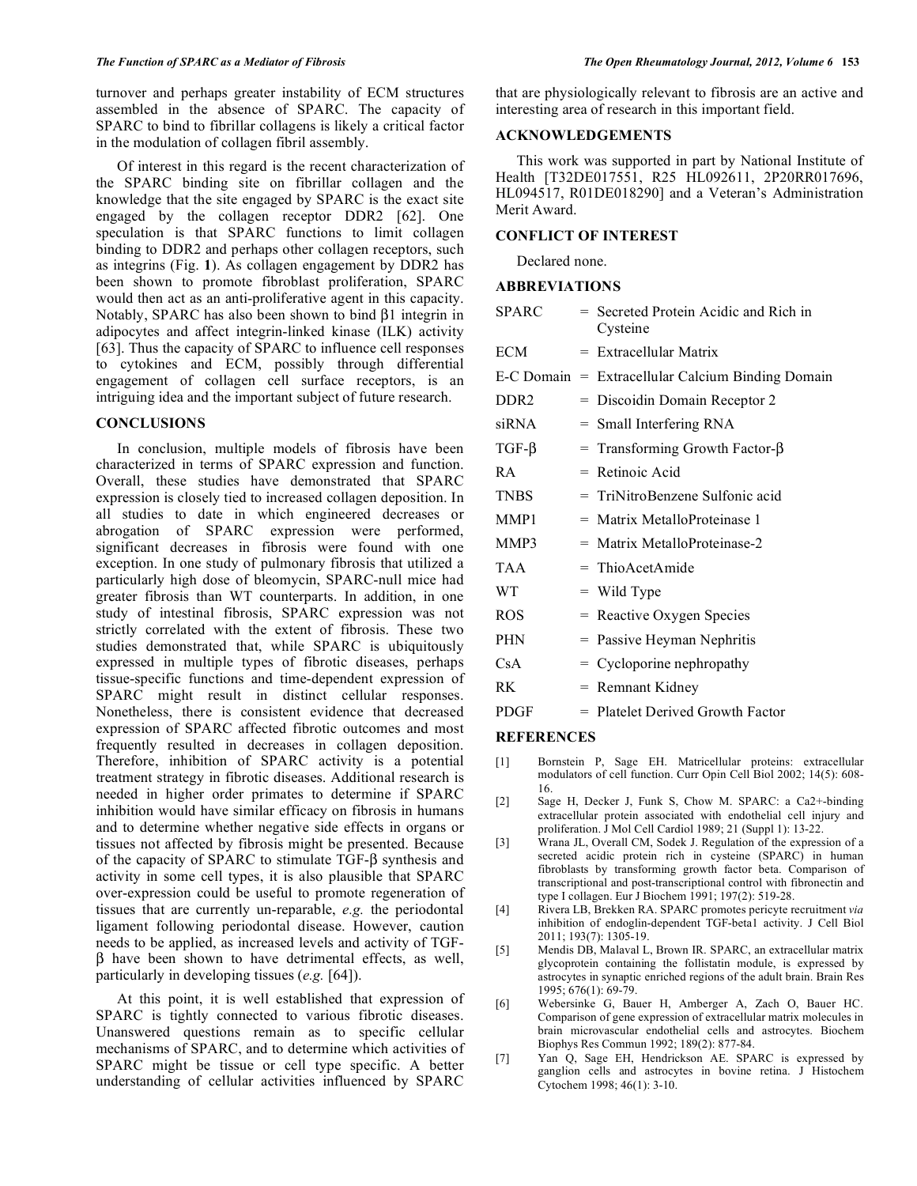turnover and perhaps greater instability of ECM structures assembled in the absence of SPARC. The capacity of SPARC to bind to fibrillar collagens is likely a critical factor in the modulation of collagen fibril assembly.

Of interest in this regard is the recent characterization of the SPARC binding site on fibrillar collagen and the knowledge that the site engaged by SPARC is the exact site engaged by the collagen receptor DDR2 [62]. One speculation is that SPARC functions to limit collagen binding to DDR2 and perhaps other collagen receptors, such as integrins (Fig. **1**). As collagen engagement by DDR2 has been shown to promote fibroblast proliferation, SPARC would then act as an anti-proliferative agent in this capacity. Notably, SPARC has also been shown to bind β1 integrin in adipocytes and affect integrin-linked kinase (ILK) activity [63]. Thus the capacity of SPARC to influence cell responses to cytokines and ECM, possibly through differential engagement of collagen cell surface receptors, is an intriguing idea and the important subject of future research.

## CONCLUSIONS

In conclusion, multiple models of fibrosis have been characterized in terms of SPARC expression and function. Overall, these studies have demonstrated that SPARC expression is closely tied to increased collagen deposition. In all studies to date in which engineered decreases or abrogation of SPARC expression were performed, significant decreases in fibrosis were found with one exception. In one study of pulmonary fibrosis that utilized a particularly high dose of bleomycin, SPARC-null mice had greater fibrosis than WT counterparts. In addition, in one study of intestinal fibrosis, SPARC expression was not strictly correlated with the extent of fibrosis. These two studies demonstrated that, while SPARC is ubiquitously expressed in multiple types of fibrotic diseases, perhaps tissue-specific functions and time-dependent expression of SPARC might result in distinct cellular responses. Nonetheless, there is consistent evidence that decreased expression of SPARC affected fibrotic outcomes and most frequently resulted in decreases in collagen deposition. Therefore, inhibition of SPARC activity is a potential treatment strategy in fibrotic diseases. Additional research is needed in higher order primates to determine if SPARC inhibition would have similar efficacy on fibrosis in humans and to determine whether negative side effects in organs or tissues not affected by fibrosis might be presented. Because of the capacity of SPARC to stimulate TGF-β synthesis and activity in some cell types, it is also plausible that SPARC over-expression could be useful to promote regeneration of tissues that are currently un-reparable, *e.g.* the periodontal ligament following periodontal disease. However, caution needs to be applied, as increased levels and activity of TGF-β have been shown to have detrimental effects, as well, particularly in developing tissues (*e.g.* [64]).

At this point, it is well established that expression of SPARC is tightly connected to various fibrotic diseases. Unanswered questions remain as to specific cellular mechanisms of SPARC, and to determine which activities of SPARC might be tissue or cell type specific. A better understanding of cellular activities influenced by SPARC that are physiologically relevant to fibrosis are an active and interesting area of research in this important field.

## ACKNOWLEDGEMENTS

This work was supported in part by National Institute of Health [T32DE017551, R25 HL092611, 2P20RR017696, HL094517, R01DE018290] and a Veteran's Administration Merit Award.

## CONFLICT OF INTEREST

Declared none.

## ABBREVIATIONS

| | | |
|---|---|---|
| SPARC | = | Secreted Protein Acidic and Rich in Cysteine |
| ECM | = | Extracellular Matrix |
| E-C Domain | = | Extracellular Calcium Binding Domain |
| DDR2 | = | Discoidin Domain Receptor 2 |
| siRNA | = | Small Interfering RNA |
| TGF-β | = | Transforming Growth Factor-β |
| RA | = | Retinoic Acid |
| TNBS | = | TriNitroBenzene Sulfonic acid |
| MMP1 | = | Matrix MetalloProteinase 1 |
| MMP3 | = | Matrix MetalloProteinase-2 |
| TAA | = | ThioAcetAmide |
| WT | = | Wild Type |
| ROS | = | Reactive Oxygen Species |
| PHN | = | Passive Heyman Nephritis |
| CsA | = | Cycloporine nephropathy |
| RK | = | Remnant Kidney |
| PDGF | = | Platelet Derived Growth Factor |

## REFERENCES

[1] Bornstein P, Sage EH. Matricellular proteins: extracellular modulators of cell function. Curr Opin Cell Biol 2002; 14(5): 608-16.

[2] Sage H, Decker J, Funk S, Chow M. SPARC: a Ca2+-binding extracellular protein associated with endothelial cell injury and proliferation. J Mol Cell Cardiol 1989; 21 (Suppl 1): 13-22.

[3] Wrana JL, Overall CM, Sodek J. Regulation of the expression of a secreted acidic protein rich in cysteine (SPARC) in human fibroblasts by transforming growth factor beta. Comparison of transcriptional and post-transcriptional control with fibronectin and type I collagen. Eur J Biochem 1991; 197(2): 519-28.

[4] Rivera LB, Brekken RA. SPARC promotes pericyte recruitment *via* inhibition of endoglin-dependent TGF-beta1 activity. J Cell Biol 2011; 193(7): 1305-19.

[5] Mendis DB, Malaval L, Brown IR. SPARC, an extracellular matrix glycoprotein containing the follistatin module, is expressed by astrocytes in synaptic enriched regions of the adult brain. Brain Res 1995; 676(1): 69-79.

[6] Webersinke G, Bauer H, Amberger A, Zach O, Bauer HC. Comparison of gene expression of extracellular matrix molecules in brain microvascular endothelial cells and astrocytes. Biochem Biophys Res Commun 1992; 189(2): 877-84.

[7] Yan Q, Sage EH, Hendrickson AE. SPARC is expressed by ganglion cells and astrocytes in bovine retina. J Histochem Cytochem 1998; 46(1): 3-10.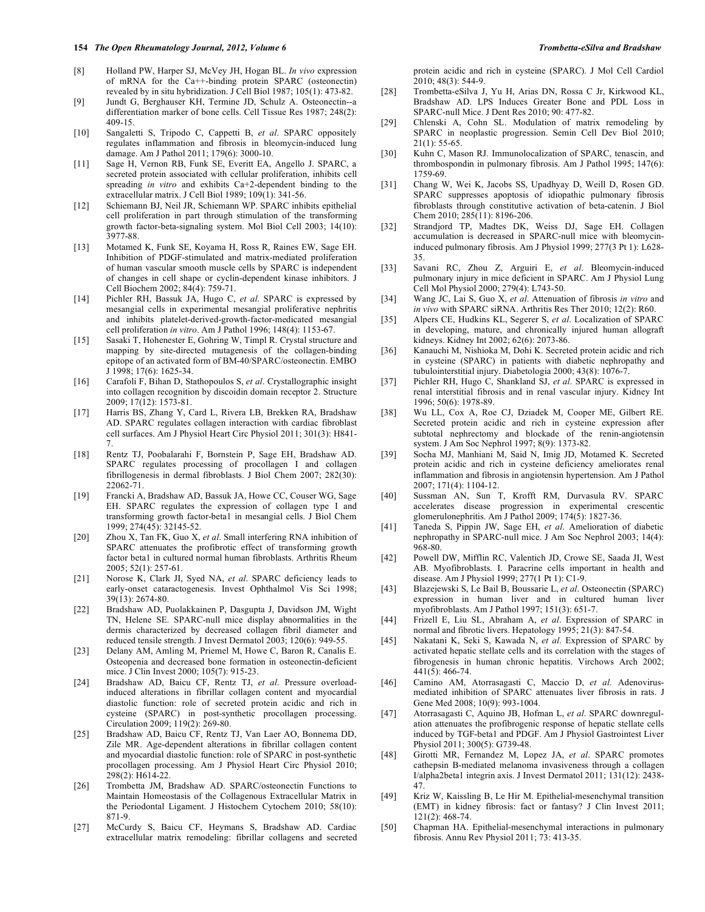[8] Holland PW, Harper SJ, McVey JH, Hogan BL. *In vivo* expression of mRNA for the Ca++-binding protein SPARC (osteonectin) revealed by in situ hybridization. J Cell Biol 1987; 105(1): 473-82.

[9] Jundt G, Berghauser KH, Termine JD, Schulz A. Osteonectin--a differentiation marker of bone cells. Cell Tissue Res 1987; 248(2): 409-15.

[10] Sangaletti S, Tripodo C, Cappetti B, *et al*. SPARC oppositely regulates inflammation and fibrosis in bleomycin-induced lung damage. Am J Pathol 2011; 179(6): 3000-10.

[11] Sage H, Vernon RB, Funk SE, Everitt EA, Angello J. SPARC, a secreted protein associated with cellular proliferation, inhibits cell spreading *in vitro* and exhibits Ca+2-dependent binding to the extracellular matrix. J Cell Biol 1989; 109(1): 341-56.

[12] Schiemann BJ, Neil JR, Schiemann WP. SPARC inhibits epithelial cell proliferation in part through stimulation of the transforming growth factor-beta-signaling system. Mol Biol Cell 2003; 14(10): 3977-88.

[13] Motamed K, Funk SE, Koyama H, Ross R, Raines EW, Sage EH. Inhibition of PDGF-stimulated and matrix-mediated proliferation of human vascular smooth muscle cells by SPARC is independent of changes in cell shape or cyclin-dependent kinase inhibitors. J Cell Biochem 2002; 84(4): 759-71.

[14] Pichler RH, Bassuk JA, Hugo C, *et al*. SPARC is expressed by mesangial cells in experimental mesangial proliferative nephritis and inhibits platelet-derived-growth-factor-medicated mesangial cell proliferation *in vitro*. Am J Pathol 1996; 148(4): 1153-67.

[15] Sasaki T, Hohenester E, Gohring W, Timpl R. Crystal structure and mapping by site-directed mutagenesis of the collagen-binding epitope of an activated form of BM-40/SPARC/osteonectin. EMBO J 1998; 17(6): 1625-34.

[16] Carafoli F, Bihan D, Stathopoulos S, *et al*. Crystallographic insight into collagen recognition by discoidin domain receptor 2. Structure 2009; 17(12): 1573-81.

[17] Harris BS, Zhang Y, Card L, Rivera LB, Brekken RA, Bradshaw AD. SPARC regulates collagen interaction with cardiac fibroblast cell surfaces. Am J Physiol Heart Circ Physiol 2011; 301(3): H841-7.

[18] Rentz TJ, Poobalarahi F, Bornstein P, Sage EH, Bradshaw AD. SPARC regulates processing of procollagen I and collagen fibrillogenesis in dermal fibroblasts. J Biol Chem 2007; 282(30): 22062-71.

[19] Francki A, Bradshaw AD, Bassuk JA, Howe CC, Couser WG, Sage EH. SPARC regulates the expression of collagen type I and transforming growth factor-beta1 in mesangial cells. J Biol Chem 1999; 274(45): 32145-52.

[20] Zhou X, Tan FK, Guo X, *et al*. Small interfering RNA inhibition of SPARC attenuates the profibrotic effect of transforming growth factor beta1 in cultured normal human fibroblasts. Arthritis Rheum 2005; 52(1): 257-61.

[21] Norose K, Clark JI, Syed NA, *et al*. SPARC deficiency leads to early-onset cataractogenesis. Invest Ophthalmol Vis Sci 1998; 39(13): 2674-80.

[22] Bradshaw AD, Puolakkainen P, Dasgupta J, Davidson JM, Wight TN, Helene SE. SPARC-null mice display abnormalities in the dermis characterized by decreased collagen fibril diameter and reduced tensile strength. J Invest Dermatol 2003; 120(6): 949-55.

[23] Delany AM, Amling M, Priemel M, Howe C, Baron R, Canalis E. Osteopenia and decreased bone formation in osteonectin-deficient mice. J Clin Invest 2000; 105(7): 915-23.

[24] Bradshaw AD, Baicu CF, Rentz TJ, *et al*. Pressure overload-induced alterations in fibrillar collagen content and myocardial diastolic function: role of secreted protein acidic and rich in cysteine (SPARC) in post-synthetic procollagen processing. Circulation 2009; 119(2): 269-80.

[25] Bradshaw AD, Baicu CF, Rentz TJ, Van Laer AO, Bonnema DD, Zile MR. Age-dependent alterations in fibrillar collagen content and myocardial diastolic function: role of SPARC in post-synthetic procollagen processing. Am J Physiol Heart Circ Physiol 2010; 298(2): H614-22.

[26] Trombetta JM, Bradshaw AD. SPARC/osteonectin Functions to Maintain Homeostasis of the Collagenous Extracellular Matrix in the Periodontal Ligament. J Histochem Cytochem 2010; 58(10): 871-9.

[27] McCurdy S, Baicu CF, Heymans S, Bradshaw AD. Cardiac extracellular matrix remodeling: fibrillar collagens and secreted protein acidic and rich in cysteine (SPARC). J Mol Cell Cardiol 2010; 48(3): 544-9.

[28] Trombetta-eSilva J, Yu H, Arias DN, Rossa C Jr, Kirkwood KL, Bradshaw AD. LPS Induces Greater Bone and PDL Loss in SPARC-null Mice. J Dent Res 2010; 90: 477-82.

[29] Chlenski A, Cohn SL. Modulation of matrix remodeling by SPARC in neoplastic progression. Semin Cell Dev Biol 2010; 21(1): 55-65.

[30] Kuhn C, Mason RJ. Immunolocalization of SPARC, tenascin, and thrombospondin in pulmonary fibrosis. Am J Pathol 1995; 147(6): 1759-69.

[31] Chang W, Wei K, Jacobs SS, Upadhyay D, Weill D, Rosen GD. SPARC suppresses apoptosis of idiopathic pulmonary fibrosis fibroblasts through constitutive activation of beta-catenin. J Biol Chem 2010; 285(11): 8196-206.

[32] Strandjord TP, Madtes DK, Weiss DJ, Sage EH. Collagen accumulation is decreased in SPARC-null mice with bleomycin-induced pulmonary fibrosis. Am J Physiol 1999; 277(3 Pt 1): L628-35.

[33] Savani RC, Zhou Z, Arguiri E, *et al*. Bleomycin-induced pulmonary injury in mice deficient in SPARC. Am J Physiol Lung Cell Mol Physiol 2000; 279(4): L743-50.

[34] Wang JC, Lai S, Guo X, *et al*. Attenuation of fibrosis *in vitro* and *in vivo* with SPARC siRNA. Arthritis Res Ther 2010; 12(2): R60.

[35] Alpers CE, Hudkins KL, Segerer S, *et al*. Localization of SPARC in developing, mature, and chronically injured human allograft kidneys. Kidney Int 2002; 62(6): 2073-86.

[36] Kanauchi M, Nishioka M, Dohi K. Secreted protein acidic and rich in cysteine (SPARC) in patients with diabetic nephropathy and tubulointerstitial injury. Diabetologia 2000; 43(8): 1076-7.

[37] Pichler RH, Hugo C, Shankland SJ, *et al*. SPARC is expressed in renal interstitial fibrosis and in renal vascular injury. Kidney Int 1996; 50(6): 1978-89.

[38] Wu LL, Cox A, Roe CJ, Dziadek M, Cooper ME, Gilbert RE. Secreted protein acidic and rich in cysteine expression after subtotal nephrectomy and blockade of the renin-angiotensin system. J Am Soc Nephrol 1997; 8(9): 1373-82.

[39] Socha MJ, Manhiani M, Said N, Imig JD, Motamed K. Secreted protein acidic and rich in cysteine deficiency ameliorates renal inflammation and fibrosis in angiotensin hypertension. Am J Pathol 2007; 171(4): 1104-12.

[40] Sussman AN, Sun T, Krofft RM, Durvasula RV. SPARC accelerates disease progression in experimental crescentic glomerulonephritis. Am J Pathol 2009; 174(5): 1827-36.

[41] Taneda S, Pippin JW, Sage EH, *et al*. Amelioration of diabetic nephropathy in SPARC-null mice. J Am Soc Nephrol 2003; 14(4): 968-80.

[42] Powell DW, Mifflin RC, Valentich JD, Crowe SE, Saada JI, West AB. Myofibroblasts. I. Paracrine cells important in health and disease. Am J Physiol 1999; 277(1 Pt 1): C1-9.

[43] Blazejewski S, Le Bail B, Boussarie L, *et al*. Osteonectin (SPARC) expression in human liver and in cultured human liver myofibroblasts. Am J Pathol 1997; 151(3): 651-7.

[44] Frizell E, Liu SL, Abraham A, *et al*. Expression of SPARC in normal and fibrotic livers. Hepatology 1995; 21(3): 847-54.

[45] Nakatani K, Seki S, Kawada N, *et al*. Expression of SPARC by activated hepatic stellate cells and its correlation with the stages of fibrogenesis in human chronic hepatitis. Virchows Arch 2002; 441(5): 466-74.

[46] Camino AM, Atorrasagasti C, Maccio D, *et al*. Adenovirus-mediated inhibition of SPARC attenuates liver fibrosis in rats. J Gene Med 2008; 10(9): 993-1004.

[47] Atorrasagasti C, Aquino JB, Hofman L, *et al*. SPARC downregulation attenuates the profibrogenic response of hepatic stellate cells induced by TGF-beta1 and PDGF. Am J Physiol Gastrointest Liver Physiol 2011; 300(5): G739-48.

[48] Girotti MR, Fernandez M, Lopez JA, *et al*. SPARC promotes cathepsin B-mediated melanoma invasiveness through a collagen I/alpha2beta1 integrin axis. J Invest Dermatol 2011; 131(12): 2438-47.

[49] Kriz W, Kaissling B, Le Hir M. Epithelial-mesenchymal transition (EMT) in kidney fibrosis: fact or fantasy? J Clin Invest 2011; 121(2): 468-74.

[50] Chapman HA. Epithelial-mesenchymal interactions in pulmonary fibrosis. Annu Rev Physiol 2011; 73: 413-35.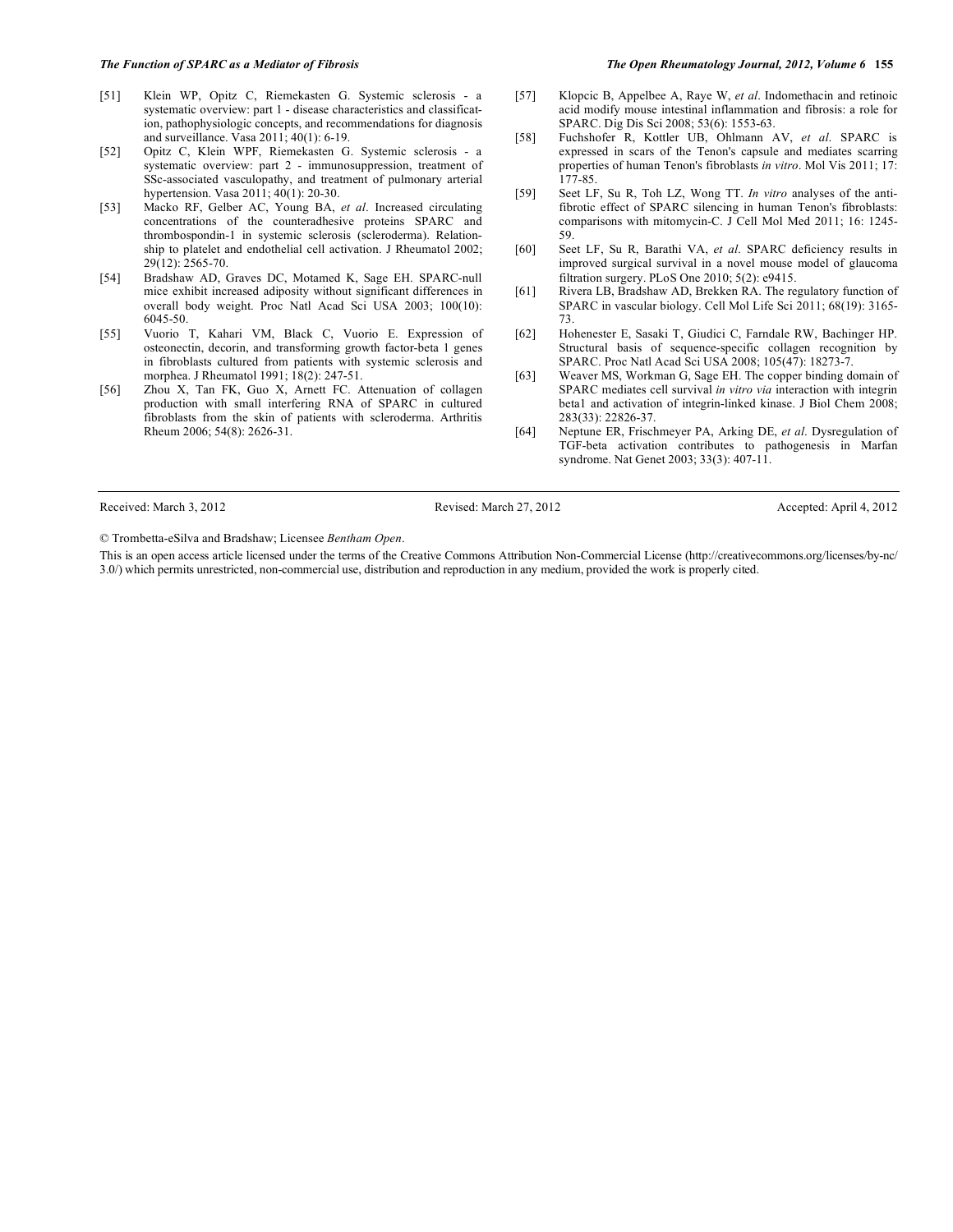[51] Klein WP, Opitz C, Riemekasten G. Systemic sclerosis - a systematic overview: part 1 - disease characteristics and classification, pathophysiologic concepts, and recommendations for diagnosis and surveillance. Vasa 2011; 40(1): 6-19.

[52] Opitz C, Klein WPF, Riemekasten G. Systemic sclerosis - a systematic overview: part 2 - immunosuppression, treatment of SSc-associated vasculopathy, and treatment of pulmonary arterial hypertension. Vasa 2011; 40(1): 20-30.

[53] Macko RF, Gelber AC, Young BA, *et al*. Increased circulating concentrations of the counteradhesive proteins SPARC and thrombospondin-1 in systemic sclerosis (scleroderma). Relationship to platelet and endothelial cell activation. J Rheumatol 2002; 29(12): 2565-70.

[54] Bradshaw AD, Graves DC, Motamed K, Sage EH. SPARC-null mice exhibit increased adiposity without significant differences in overall body weight. Proc Natl Acad Sci USA 2003; 100(10): 6045-50.

[55] Vuorio T, Kahari VM, Black C, Vuorio E. Expression of osteonectin, decorin, and transforming growth factor-beta 1 genes in fibroblasts cultured from patients with systemic sclerosis and morphea. J Rheumatol 1991; 18(2): 247-51.

[56] Zhou X, Tan FK, Guo X, Arnett FC. Attenuation of collagen production with small interfering RNA of SPARC in cultured fibroblasts from the skin of patients with scleroderma. Arthritis Rheum 2006; 54(8): 2626-31.

[57] Klopcic B, Appelbee A, Raye W, *et al*. Indomethacin and retinoic acid modify mouse intestinal inflammation and fibrosis: a role for SPARC. Dig Dis Sci 2008; 53(6): 1553-63.

[58] Fuchshofer R, Kottler UB, Ohlmann AV, *et al*. SPARC is expressed in scars of the Tenon's capsule and mediates scarring properties of human Tenon's fibroblasts *in vitro*. Mol Vis 2011; 17: 177-85.

[59] Seet LF, Su R, Toh LZ, Wong TT. *In vitro* analyses of the anti-fibrotic effect of SPARC silencing in human Tenon's fibroblasts: comparisons with mitomycin-C. J Cell Mol Med 2011; 16: 1245-59.

[60] Seet LF, Su R, Barathi VA, *et al*. SPARC deficiency results in improved surgical survival in a novel mouse model of glaucoma filtration surgery. PLoS One 2010; 5(2): e9415.

[61] Rivera LB, Bradshaw AD, Brekken RA. The regulatory function of SPARC in vascular biology. Cell Mol Life Sci 2011; 68(19): 3165-73.

[62] Hohenester E, Sasaki T, Giudici C, Farndale RW, Bachinger HP. Structural basis of sequence-specific collagen recognition by SPARC. Proc Natl Acad Sci USA 2008; 105(47): 18273-7.

[63] Weaver MS, Workman G, Sage EH. The copper binding domain of SPARC mediates cell survival *in vitro via* interaction with integrin beta1 and activation of integrin-linked kinase. J Biol Chem 2008; 283(33): 22826-37.

[64] Neptune ER, Frischmeyer PA, Arking DE, *et al*. Dysregulation of TGF-beta activation contributes to pathogenesis in Marfan syndrome. Nat Genet 2003; 33(3): 407-11.

Received: March 3, 2012 Revised: March 27, 2012 Accepted: April 4, 2012

© Trombetta-eSilva and Bradshaw; Licensee *Bentham Open*.

This is an open access article licensed under the terms of the Creative Commons Attribution Non-Commercial License (http://creativecommons.org/licenses/by-nc/3.0/) which permits unrestricted, non-commercial use, distribution and reproduction in any medium, provided the work is properly cited.